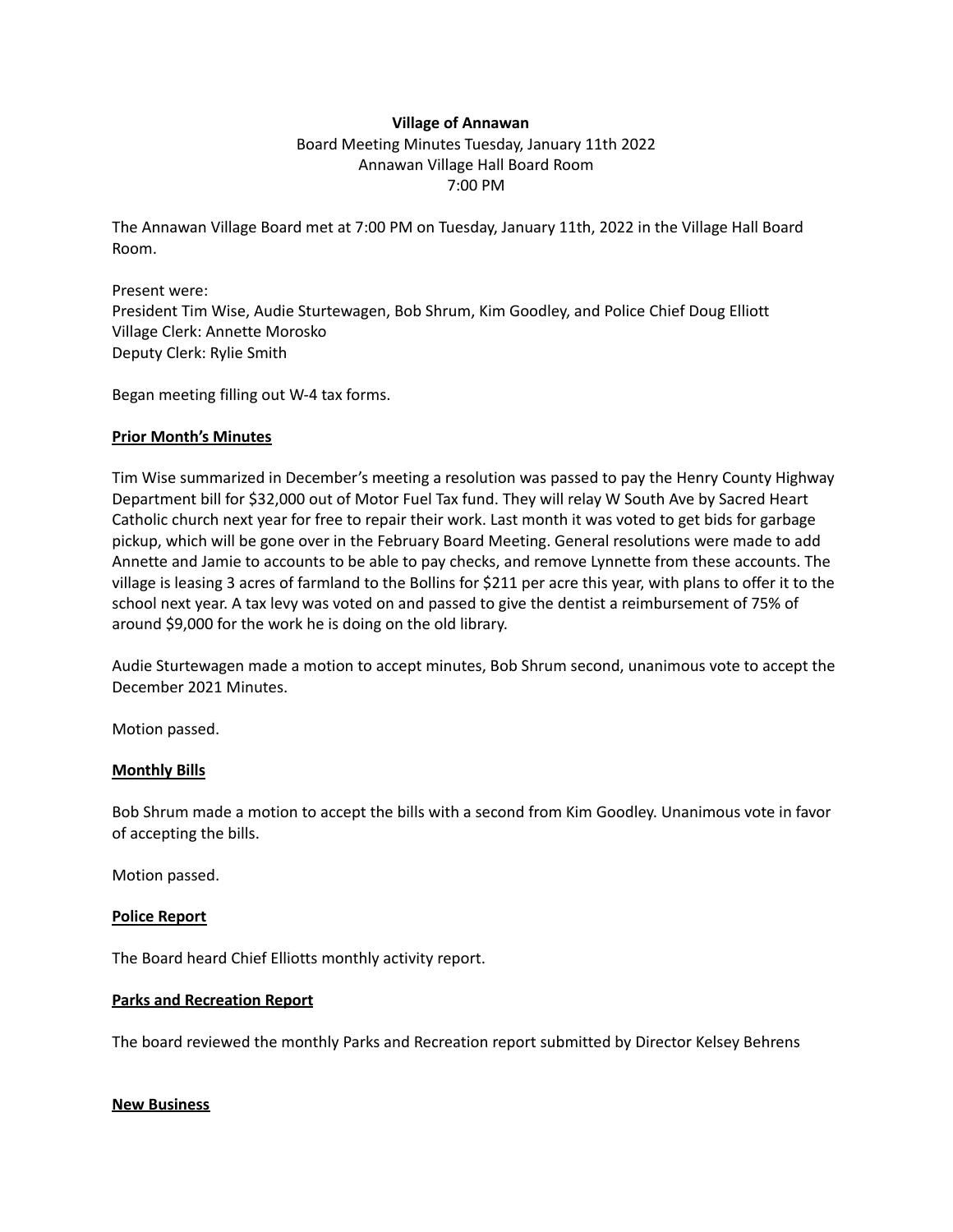**Village of Annawan**

Board Meeting Minutes Tuesday, January 11th 2022
Annawan Village Hall Board Room
7:00 PM

The Annawan Village Board met at 7:00 PM on Tuesday, January 11th, 2022 in the Village Hall Board Room.

Present were:
President Tim Wise, Audie Sturtewagen, Bob Shrum, Kim Goodley, and Police Chief Doug Elliott
Village Clerk: Annette Morosko
Deputy Clerk: Rylie Smith

Began meeting filling out W-4 tax forms.

**Prior Month's Minutes**

Tim Wise summarized in December's meeting a resolution was passed to pay the Henry County Highway Department bill for $32,000 out of Motor Fuel Tax fund. They will relay W South Ave by Sacred Heart Catholic church next year for free to repair their work. Last month it was voted to get bids for garbage pickup, which will be gone over in the February Board Meeting. General resolutions were made to add Annette and Jamie to accounts to be able to pay checks, and remove Lynnette from these accounts. The village is leasing 3 acres of farmland to the Bollins for $211 per acre this year, with plans to offer it to the school next year. A tax levy was voted on and passed to give the dentist a reimbursement of 75% of around $9,000 for the work he is doing on the old library.

Audie Sturtewagen made a motion to accept minutes, Bob Shrum second, unanimous vote to accept the December 2021 Minutes.

Motion passed.

**Monthly Bills**

Bob Shrum made a motion to accept the bills with a second from Kim Goodley. Unanimous vote in favor of accepting the bills.

Motion passed.

**Police Report**

The Board heard Chief Elliotts monthly activity report.

**Parks and Recreation Report**

The board reviewed the monthly Parks and Recreation report submitted by Director Kelsey Behrens

**New Business**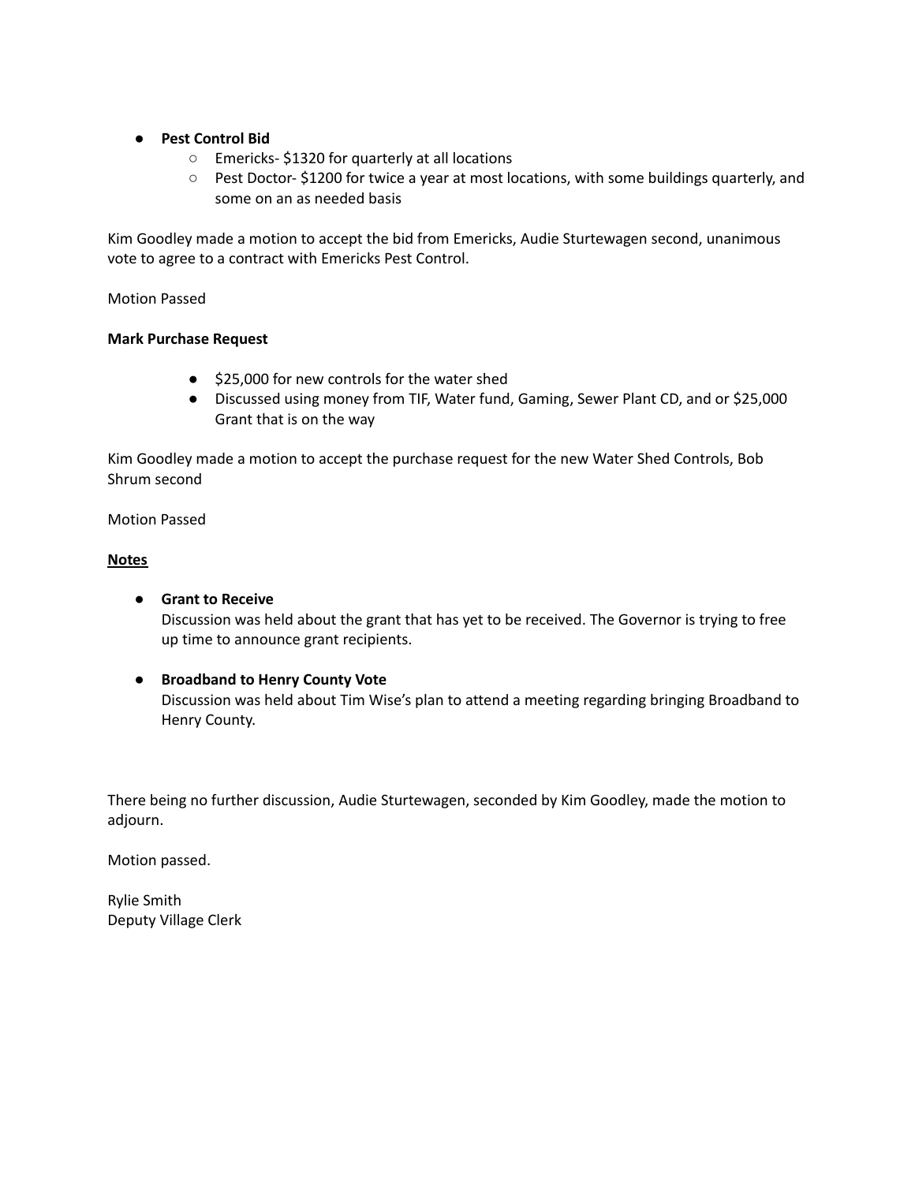- **Pest Control Bid**
  - Emericks- $1320 for quarterly at all locations
  - Pest Doctor- $1200 for twice a year at most locations, with some buildings quarterly, and some on an as needed basis

Kim Goodley made a motion to accept the bid from Emericks, Audie Sturtewagen second, unanimous vote to agree to a contract with Emericks Pest Control.

Motion Passed

**Mark Purchase Request**

- $25,000 for new controls for the water shed
- Discussed using money from TIF, Water fund, Gaming, Sewer Plant CD, and or $25,000 Grant that is on the way

Kim Goodley made a motion to accept the purchase request for the new Water Shed Controls, Bob Shrum second

Motion Passed

**<u>Notes</u>**

- **Grant to Receive**
  Discussion was held about the grant that has yet to be received. The Governor is trying to free up time to announce grant recipients.

- **Broadband to Henry County Vote**
  Discussion was held about Tim Wise's plan to attend a meeting regarding bringing Broadband to Henry County.

There being no further discussion, Audie Sturtewagen, seconded by Kim Goodley, made the motion to adjourn.

Motion passed.

Rylie Smith
Deputy Village Clerk